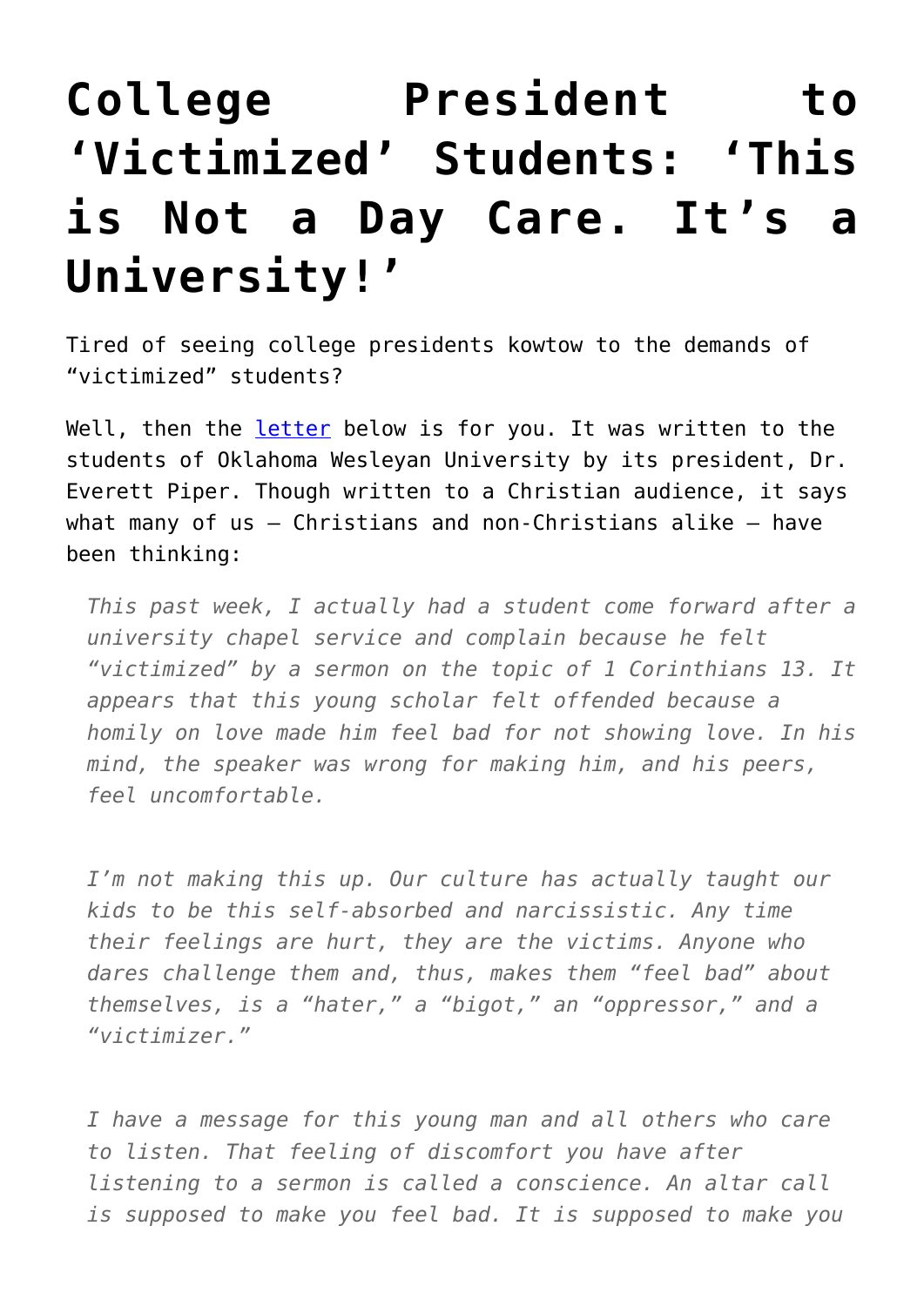# College President to 'Victimized' Students: 'This is Not a Day Care. It's a University!'

Tired of seeing college presidents kowtow to the demands of "victimized" students?

Well, then the [letter](letter) below is for you. It was written to the students of Oklahoma Wesleyan University by its president, Dr. Everett Piper. Though written to a Christian audience, it says what many of us – Christians and non-Christians alike – have been thinking:

> *This past week, I actually had a student come forward after a university chapel service and complain because he felt "victimized" by a sermon on the topic of 1 Corinthians 13. It appears that this young scholar felt offended because a homily on love made him feel bad for not showing love. In his mind, the speaker was wrong for making him, and his peers, feel uncomfortable.*
>
> *I'm not making this up. Our culture has actually taught our kids to be this self-absorbed and narcissistic. Any time their feelings are hurt, they are the victims. Anyone who dares challenge them and, thus, makes them "feel bad" about themselves, is a "hater," a "bigot," an "oppressor," and a "victimizer."*
>
> *I have a message for this young man and all others who care to listen. That feeling of discomfort you have after listening to a sermon is called a conscience. An altar call is supposed to make you feel bad. It is supposed to make you*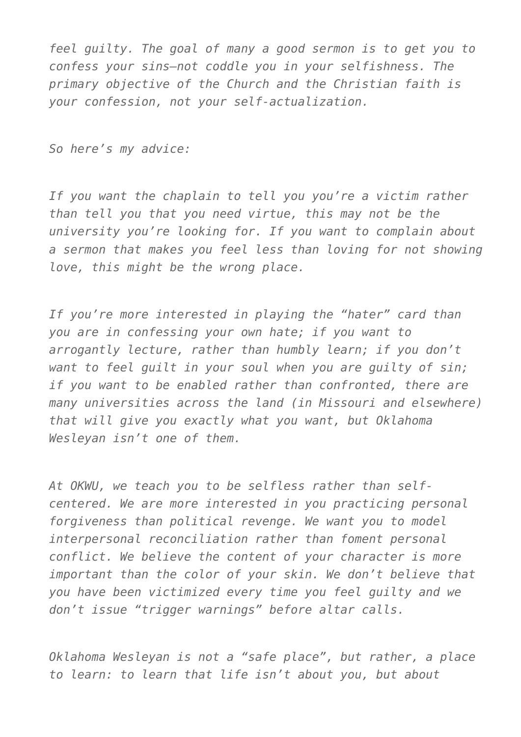*feel guilty. The goal of many a good sermon is to get you to confess your sins—not coddle you in your selfishness. The primary objective of the Church and the Christian faith is your confession, not your self-actualization.*

*So here's my advice:*

*If you want the chaplain to tell you you're a victim rather than tell you that you need virtue, this may not be the university you're looking for. If you want to complain about a sermon that makes you feel less than loving for not showing love, this might be the wrong place.*

*If you're more interested in playing the "hater" card than you are in confessing your own hate; if you want to arrogantly lecture, rather than humbly learn; if you don't want to feel guilt in your soul when you are guilty of sin; if you want to be enabled rather than confronted, there are many universities across the land (in Missouri and elsewhere) that will give you exactly what you want, but Oklahoma Wesleyan isn't one of them.*

*At OKWU, we teach you to be selfless rather than self-centered. We are more interested in you practicing personal forgiveness than political revenge. We want you to model interpersonal reconciliation rather than foment personal conflict. We believe the content of your character is more important than the color of your skin. We don't believe that you have been victimized every time you feel guilty and we don't issue "trigger warnings" before altar calls.*

*Oklahoma Wesleyan is not a "safe place", but rather, a place to learn: to learn that life isn't about you, but about*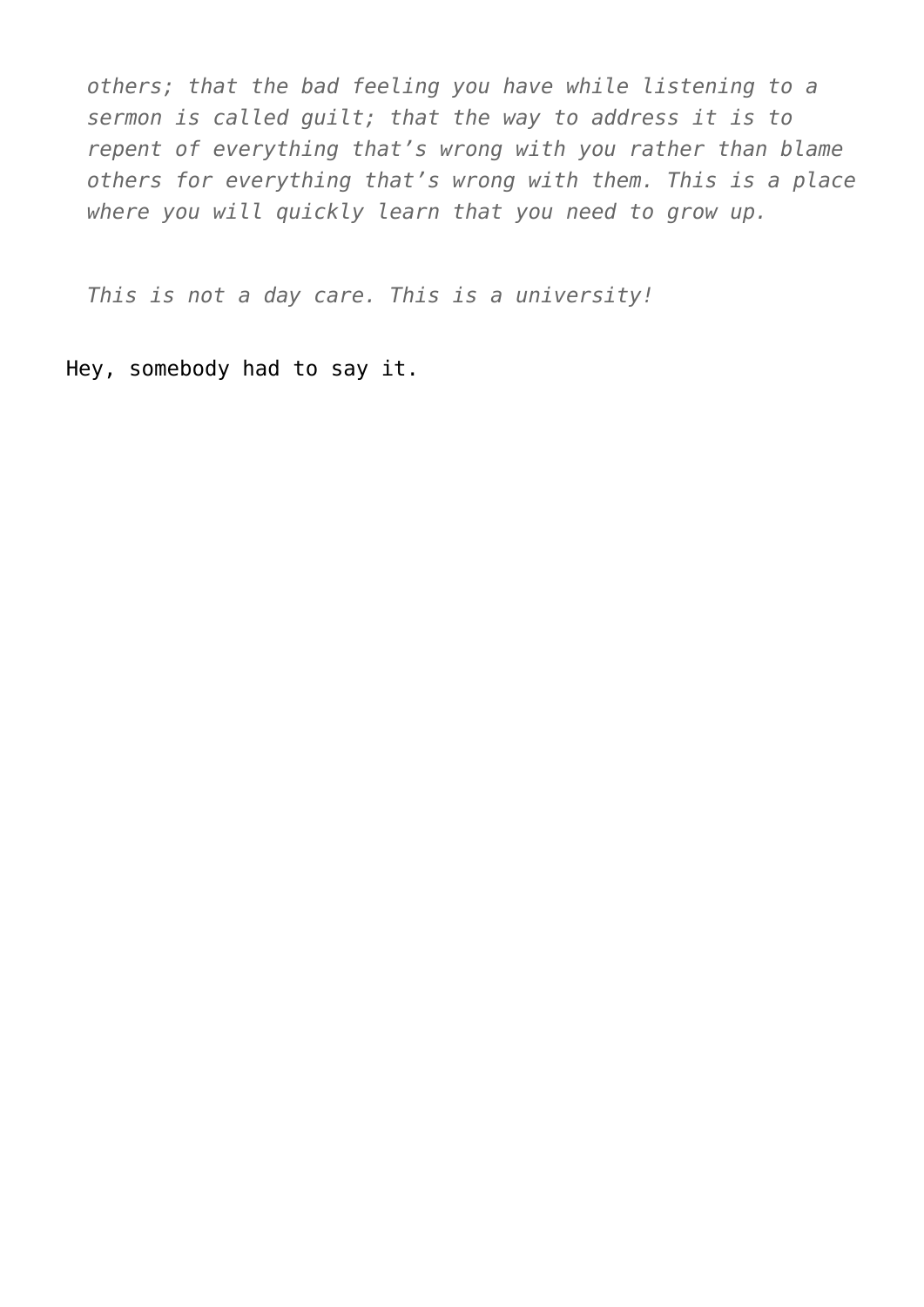*others; that the bad feeling you have while listening to a sermon is called guilt; that the way to address it is to repent of everything that's wrong with you rather than blame others for everything that's wrong with them. This is a place where you will quickly learn that you need to grow up.*

*This is not a day care. This is a university!*

Hey, somebody had to say it.